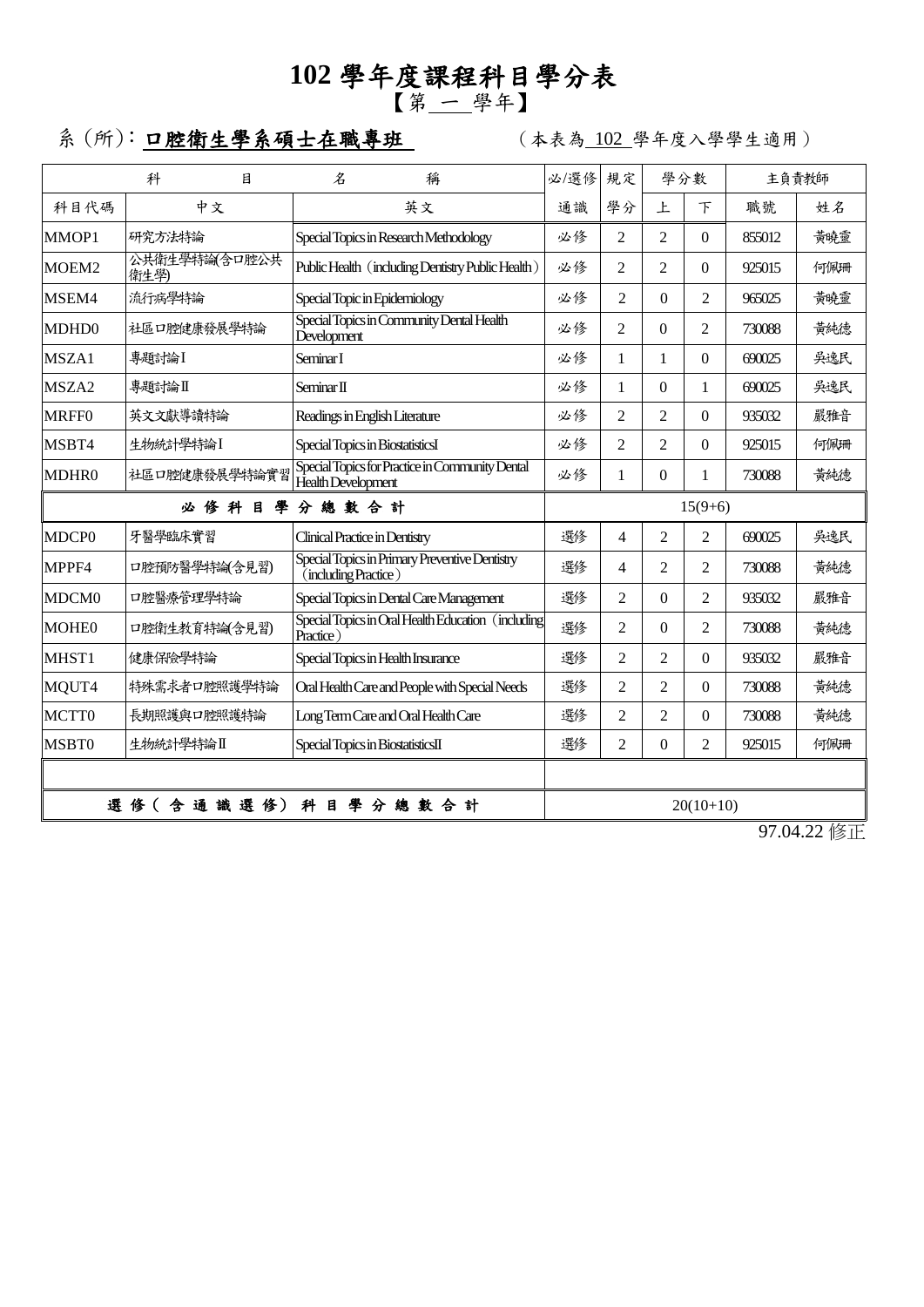# 102 學年度課程科目學分表

【第 一 學年】

系（所）：**口腔衛生學系碩士在職專班** （本表為 102 學年度入學學生適用）

| 科 | 目 名 | 稱 | 必/選修 | 規定 | 學分數 | | 主負責教師 | |
|---|---|---|---|---|---|---|---|---|
| 科目代碼 | 中文 | 英文 | 通識 | 學分 | 上 | 下 | 職號 | 姓名 |
| MMOP1 | 研究方法特論 | Special Topics in Research Methodology | 必修 | 2 | 2 | 0 | 855012 | 黃曉靈 |
| MOEM2 | 公共衛生學特論(含口腔公共衛生學) | Public Health（including Dentistry Public Health） | 必修 | 2 | 2 | 0 | 925015 | 何佩珊 |
| MSEM4 | 流行病學特論 | Special Topic in Epidemiology | 必修 | 2 | 0 | 2 | 965025 | 黃曉靈 |
| MDHD0 | 社區口腔健康發展學特論 | Special Topics in Community Dental Health Development | 必修 | 2 | 0 | 2 | 730088 | 黃純德 |
| MSZA1 | 專題討論Ⅰ | Seminar I | 必修 | 1 | 1 | 0 | 690025 | 吳逸民 |
| MSZA2 | 專題討論Ⅱ | Seminar II | 必修 | 1 | 0 | 1 | 690025 | 吳逸民 |
| MRFF0 | 英文文獻導讀特論 | Readings in English Literature | 必修 | 2 | 2 | 0 | 935032 | 嚴雅音 |
| MSBT4 | 生物統計學特論Ⅰ | Special Topics in BiostatisticsI | 必修 | 2 | 2 | 0 | 925015 | 何佩珊 |
| MDHR0 | 社區口腔健康發展學特論實習 | Special Topics for Practice in Community Dental Health Development | 必修 | 1 | 0 | 1 | 730088 | 黃純德 |
| **必修科目學分總數合計** | | | 15(9+6) | | | | | |
| MDCP0 | 牙醫學臨床實習 | Clinical Practice in Dentistry | 選修 | 4 | 2 | 2 | 690025 | 吳逸民 |
| MPPF4 | 口腔預防醫學特論(含見習) | Special Topics in Primary Preventive Dentistry（including Practice） | 選修 | 4 | 2 | 2 | 730088 | 黃純德 |
| MDCM0 | 口腔醫療管理學特論 | Special Topics in Dental Care Management | 選修 | 2 | 0 | 2 | 935032 | 嚴雅音 |
| MOHE0 | 口腔衛生教育特論(含見習) | Special Topics in Oral Health Education（including Practice） | 選修 | 2 | 0 | 2 | 730088 | 黃純德 |
| MHST1 | 健康保險學特論 | Special Topics in Health Insurance | 選修 | 2 | 2 | 0 | 935032 | 嚴雅音 |
| MQUT4 | 特殊需求者口腔照護學特論 | Oral Health Care and People with Special Needs | 選修 | 2 | 2 | 0 | 730088 | 黃純德 |
| MCTT0 | 長期照護與口腔照護特論 | Long Term Care and Oral Health Care | 選修 | 2 | 2 | 0 | 730088 | 黃純德 |
| MSBT0 | 生物統計學特論Ⅱ | Special Topics in BiostatisticsII | 選修 | 2 | 0 | 2 | 925015 | 何佩珊 |
| | | | | | | | | |
| **選修（含通識選修）科目學分總數合計** | | | 20(10+10) | | | | | |

97.04.22 修正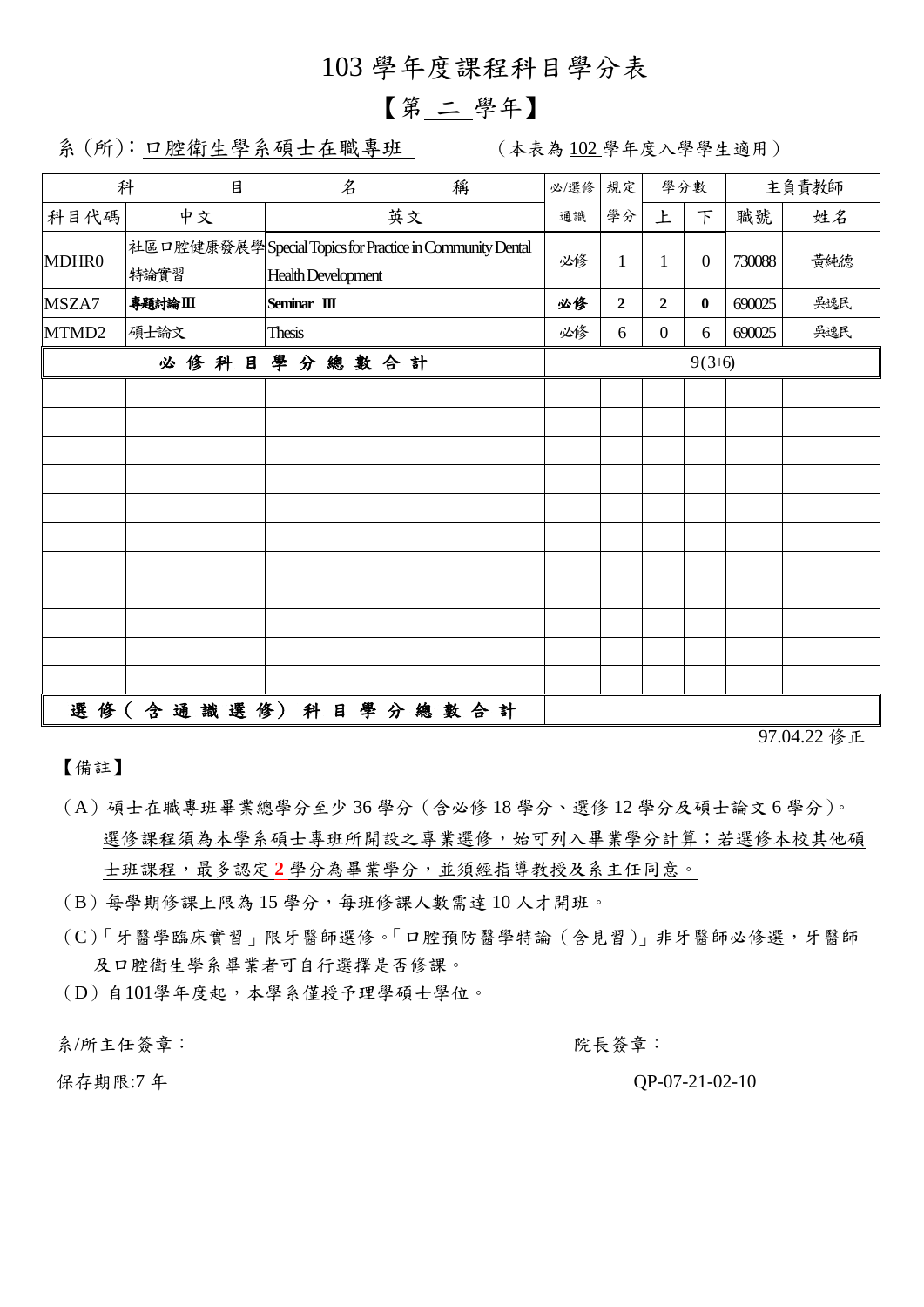# 103 學年度課程科目學分表

## 【第 二 學年】

系 (所)： 口腔衛生學系碩士在職專班　　　　（本表為 102 學年度入學學生適用）

| 科 | 目 | 名稱 | 必/選修 | 規定 | 學分數 | | 主負責教師 | |
|---|---|---|---|---|---|---|---|---|
| 科目代碼 | 中文 | 英文 | 通識 | 學分 | 上 | 下 | 職號 | 姓名 |
| MDHR0 | 社區口腔健康發展學特論實習 | Special Topics for Practice in Community Dental Health Development | 必修 | 1 | 1 | 0 | 730088 | 黃純德 |
| MSZA7 | **專題討論 III** | **Seminar III** | **必修** | **2** | **2** | **0** | 690025 | 吳逸民 |
| MTMD2 | 碩士論文 | Thesis | 必修 | 6 | 0 | 6 | 690025 | 吳逸民 |
| **必修科目學分總數合計** | | | 9(3+6) | | | | | |
| | | | | | | | | |
| | | | | | | | | |
| | | | | | | | | |
| | | | | | | | | |
| | | | | | | | | |
| | | | | | | | | |
| | | | | | | | | |
| | | | | | | | | |
| | | | | | | | | |
| | | | | | | | | |
| | | | | | | | | |
| **選修（含通識選修）科目學分總數合計** | | | | | | | | |

97.04.22 修正

【備註】

（A）碩士在職專班畢業總學分至少 36 學分（含必修 18 學分、選修 12 學分及碩士論文 6 學分）。選修課程須為本學系碩士專班所開設之專業選修，始可列入畢業學分計算；若選修本校其他碩士班課程，最多認定 **2** 學分為畢業學分，並須經指導教授及系主任同意。

（B）每學期修課上限為 15 學分，每班修課人數需達 10 人才開班。

（C）「牙醫學臨床實習」限牙醫師選修。「口腔預防醫學特論（含見習）」非牙醫師必修選，牙醫師及口腔衛生學系畢業者可自行選擇是否修課。

（D）自101學年度起，本學系僅授予理學碩士學位。

系/所主任簽章：　　　　　　　　　　　　院長簽章：____________

保存期限:7 年　　　　　　　　　　　　QP-07-21-02-10